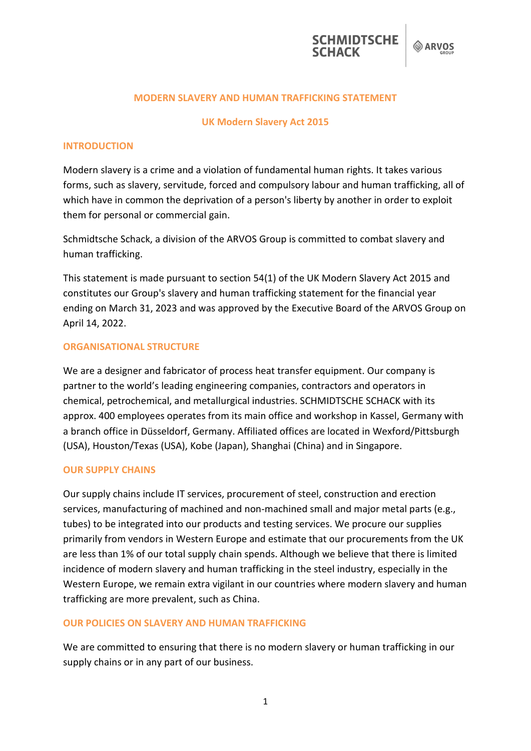# MODERN SLAVERY AND HUMAN TRAFFICKING STATEMENT

## UK Modern Slavery Act 2015

### INTRODUCTION

Modern slavery is a crime and a violation of fundamental human rights. It takes various forms, such as slavery, servitude, forced and compulsory labour and human trafficking, all of which have in common the deprivation of a person's liberty by another in order to exploit them for personal or commercial gain.

Schmidtsche Schack, a division of the ARVOS Group is committed to combat slavery and human trafficking.

This statement is made pursuant to section 54(1) of the UK Modern Slavery Act 2015 and constitutes our Group's slavery and human trafficking statement for the financial year ending on March 31, 2023 and was approved by the Executive Board of the ARVOS Group on April 14, 2022.

### ORGANISATIONAL STRUCTURE

We are a designer and fabricator of process heat transfer equipment. Our company is partner to the world's leading engineering companies, contractors and operators in chemical, petrochemical, and metallurgical industries. SCHMIDTSCHE SCHACK with its approx. 400 employees operates from its main office and workshop in Kassel, Germany with a branch office in Düsseldorf, Germany. Affiliated offices are located in Wexford/Pittsburgh (USA), Houston/Texas (USA), Kobe (Japan), Shanghai (China) and in Singapore.

### OUR SUPPLY CHAINS

Our supply chains include IT services, procurement of steel, construction and erection services, manufacturing of machined and non-machined small and major metal parts (e.g., tubes) to be integrated into our products and testing services. We procure our supplies primarily from vendors in Western Europe and estimate that our procurements from the UK are less than 1% of our total supply chain spends. Although we believe that there is limited incidence of modern slavery and human trafficking in the steel industry, especially in the Western Europe, we remain extra vigilant in our countries where modern slavery and human trafficking are more prevalent, such as China.

### OUR POLICIES ON SLAVERY AND HUMAN TRAFFICKING

We are committed to ensuring that there is no modern slavery or human trafficking in our supply chains or in any part of our business.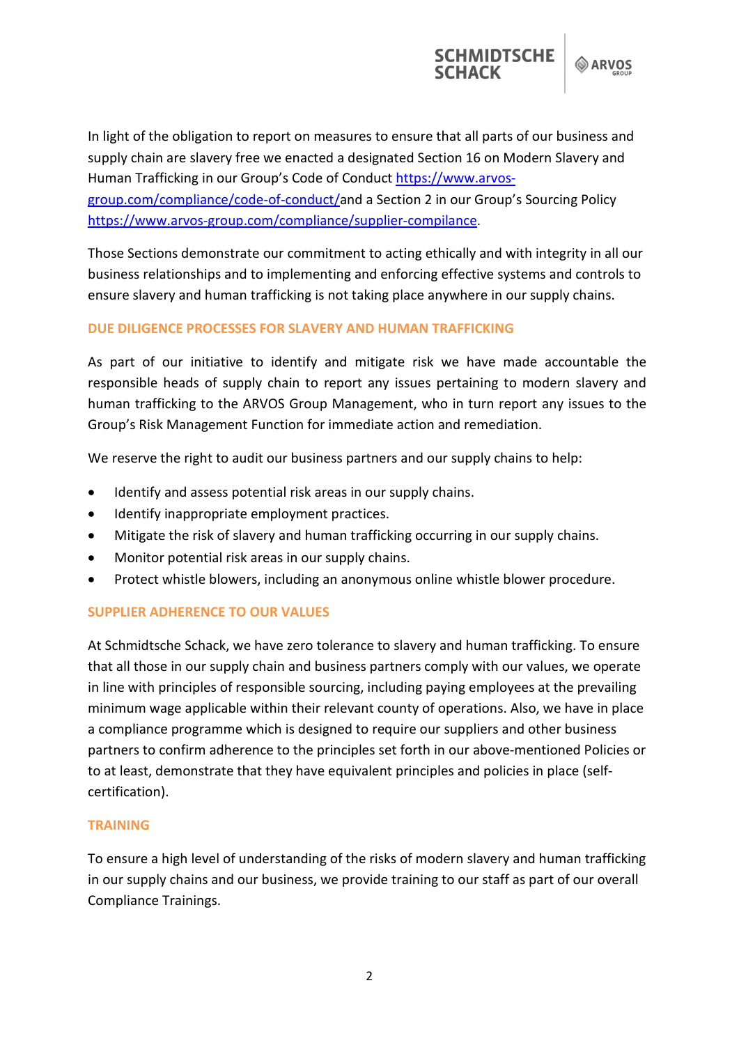In light of the obligation to report on measures to ensure that all parts of our business and supply chain are slavery free we enacted a designated Section 16 on Modern Slavery and Human Trafficking in our Group's Code of Conduct [https://www.arvos-group.com/compliance/code-of-conduct/](https://www.arvos-group.com/compliance/code-of-conduct/)and a Section 2 in our Group's Sourcing Policy [https://www.arvos-group.com/compliance/supplier-compilance](https://www.arvos-group.com/compliance/supplier-compilance).

Those Sections demonstrate our commitment to acting ethically and with integrity in all our business relationships and to implementing and enforcing effective systems and controls to ensure slavery and human trafficking is not taking place anywhere in our supply chains.

## DUE DILIGENCE PROCESSES FOR SLAVERY AND HUMAN TRAFFICKING

As part of our initiative to identify and mitigate risk we have made accountable the responsible heads of supply chain to report any issues pertaining to modern slavery and human trafficking to the ARVOS Group Management, who in turn report any issues to the Group's Risk Management Function for immediate action and remediation.

We reserve the right to audit our business partners and our supply chains to help:

- Identify and assess potential risk areas in our supply chains.
- Identify inappropriate employment practices.
- Mitigate the risk of slavery and human trafficking occurring in our supply chains.
- Monitor potential risk areas in our supply chains.
- Protect whistle blowers, including an anonymous online whistle blower procedure.

## SUPPLIER ADHERENCE TO OUR VALUES

At Schmidtsche Schack, we have zero tolerance to slavery and human trafficking. To ensure that all those in our supply chain and business partners comply with our values, we operate in line with principles of responsible sourcing, including paying employees at the prevailing minimum wage applicable within their relevant county of operations. Also, we have in place a compliance programme which is designed to require our suppliers and other business partners to confirm adherence to the principles set forth in our above-mentioned Policies or to at least, demonstrate that they have equivalent principles and policies in place (self-certification).

## TRAINING

To ensure a high level of understanding of the risks of modern slavery and human trafficking in our supply chains and our business, we provide training to our staff as part of our overall Compliance Trainings.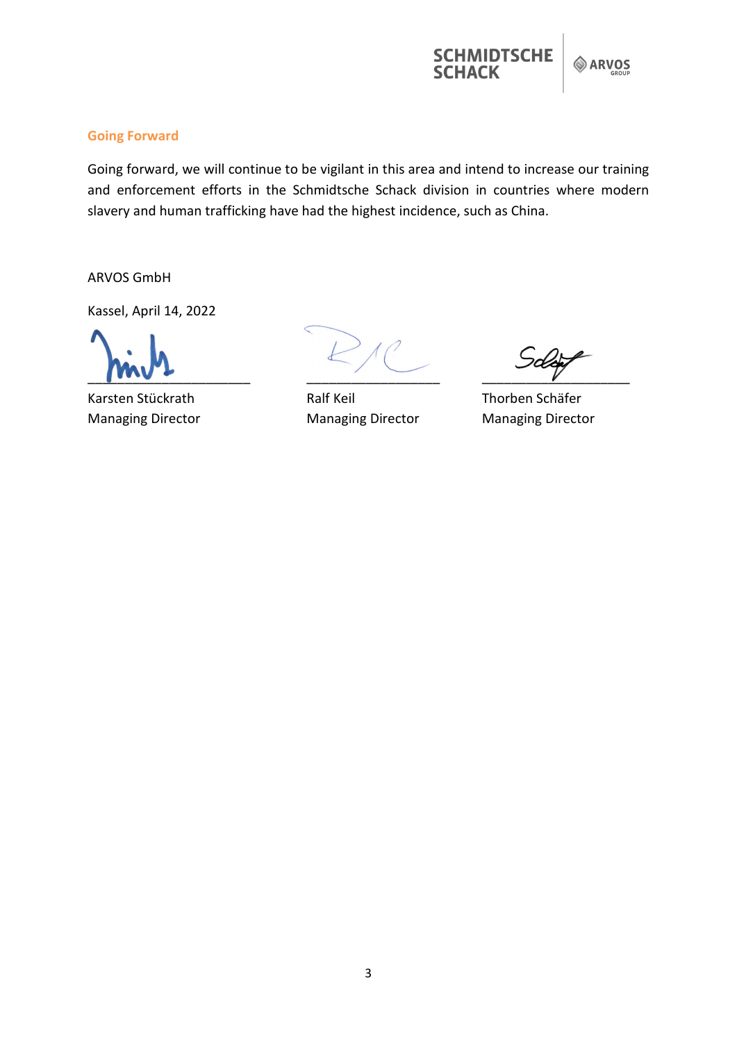## Going Forward

Going forward, we will continue to be vigilant in this area and intend to increase our training and enforcement efforts in the Schmidtsche Schack division in countries where modern slavery and human trafficking have had the highest incidence, such as China.

ARVOS GmbH

Kassel, April 14, 2022

| | | |
|---|---|---|
| \_\_\_\_\_\_\_\_\_\_\_\_\_\_\_\_\_\_\_\_ | \_\_\_\_\_\_\_\_\_\_\_\_\_\_\_\_\_\_\_\_ | \_\_\_\_\_\_\_\_\_\_\_\_\_\_\_\_\_\_\_\_ |
| Karsten Stückrath | Ralf Keil | Thorben Schäfer |
| Managing Director | Managing Director | Managing Director |